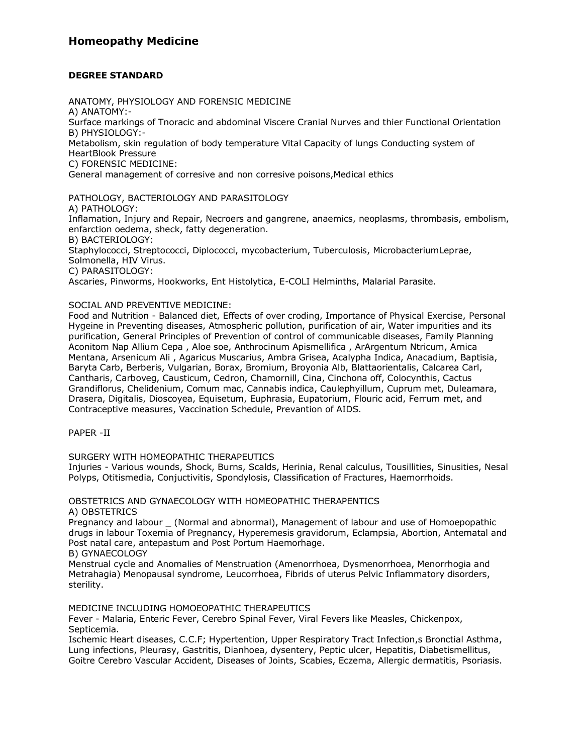# Homeopathy Medicine

**DEGREE STANDARD**

ANATOMY, PHYSIOLOGY AND FORENSIC MEDICINE

A) ANATOMY:-

Surface markings of Tnoracic and abdominal Viscere Cranial Nurves and thier Functional Orientation

B) PHYSIOLOGY:-

Metabolism, skin regulation of body temperature Vital Capacity of lungs Conducting system of HeartBlook Pressure

C) FORENSIC MEDICINE:

General management of corresive and non corresive poisons,Medical ethics

PATHOLOGY, BACTERIOLOGY AND PARASITOLOGY

A) PATHOLOGY:

Inflamation, Injury and Repair, Necroers and gangrene, anaemics, neoplasms, thrombasis, embolism, enfarction oedema, sheck, fatty degeneration.

B) BACTERIOLOGY:

Staphylococci, Streptococci, Diplococci, mycobacterium, Tuberculosis, MicrobacteriumLeprae, Solmonella, HIV Virus.

C) PARASITOLOGY:

Ascaries, Pinworms, Hookworks, Ent Histolytica, E-COLI Helminths, Malarial Parasite.

SOCIAL AND PREVENTIVE MEDICINE:

Food and Nutrition - Balanced diet, Effects of over croding, Importance of Physical Exercise, Personal Hygeine in Preventing diseases, Atmospheric pollution, purification of air, Water impurities and its purification, General Principles of Prevention of control of communicable diseases, Family Planning Aconitom Nap Allium Cepa , Aloe soe, Anthrocinum Apismellifica , ArArgentum Ntricum, Arnica Mentana, Arsenicum Ali , Agaricus Muscarius, Ambra Grisea, Acalypha Indica, Anacadium, Baptisia, Baryta Carb, Berberis, Vulgarian, Borax, Bromium, Broyonia Alb, Blattaorientalis, Calcarea Carl, Cantharis, Carboveg, Causticum, Cedron, Chamornill, Cina, Cinchona off, Colocynthis, Cactus Grandiflorus, Chelidenium, Comum mac, Cannabis indica, Caulephyllum, Cuprum met, Duleamara, Drasera, Digitalis, Dioscoyea, Equisetum, Euphrasia, Eupatorium, Flouric acid, Ferrum met, and Contraceptive measures, Vaccination Schedule, Prevantion of AIDS.

PAPER -II

SURGERY WITH HOMEOPATHIC THERAPEUTICS

Injuries - Various wounds, Shock, Burns, Scalds, Herinia, Renal calculus, Tousillities, Sinusities, Nesal Polyps, Otitismedia, Conjuctivitis, Spondylosis, Classification of Fractures, Haemorrhoids.

OBSTETRICS AND GYNAECOLOGY WITH HOMEOPATHIC THERAPENTICS

A) OBSTETRICS

Pregnancy and labour _ (Normal and abnormal), Management of labour and use of Homoepopathic drugs in labour Toxemia of Pregnancy, Hyperemesis gravidorum, Eclampsia, Abortion, Antematal and Post natal care, antepastum and Post Portum Haemorhage.

B) GYNAECOLOGY

Menstrual cycle and Anomalies of Menstruation (Amenorrhoea, Dysmenorrhoea, Menorrhogia and Metrahagia) Menopausal syndrome, Leucorrhoea, Fibrids of uterus Pelvic Inflammatory disorders, sterility.

MEDICINE INCLUDING HOMOEOPATHIC THERAPEUTICS

Fever - Malaria, Enteric Fever, Cerebro Spinal Fever, Viral Fevers like Measles, Chickenpox, Septicemia.

Ischemic Heart diseases, C.C.F; Hypertention, Upper Respiratory Tract Infection,s Bronctial Asthma, Lung infections, Pleurasy, Gastritis, Dianhoea, dysentery, Peptic ulcer, Hepatitis, Diabetismellitus, Goitre Cerebro Vascular Accident, Diseases of Joints, Scabies, Eczema, Allergic dermatitis, Psoriasis.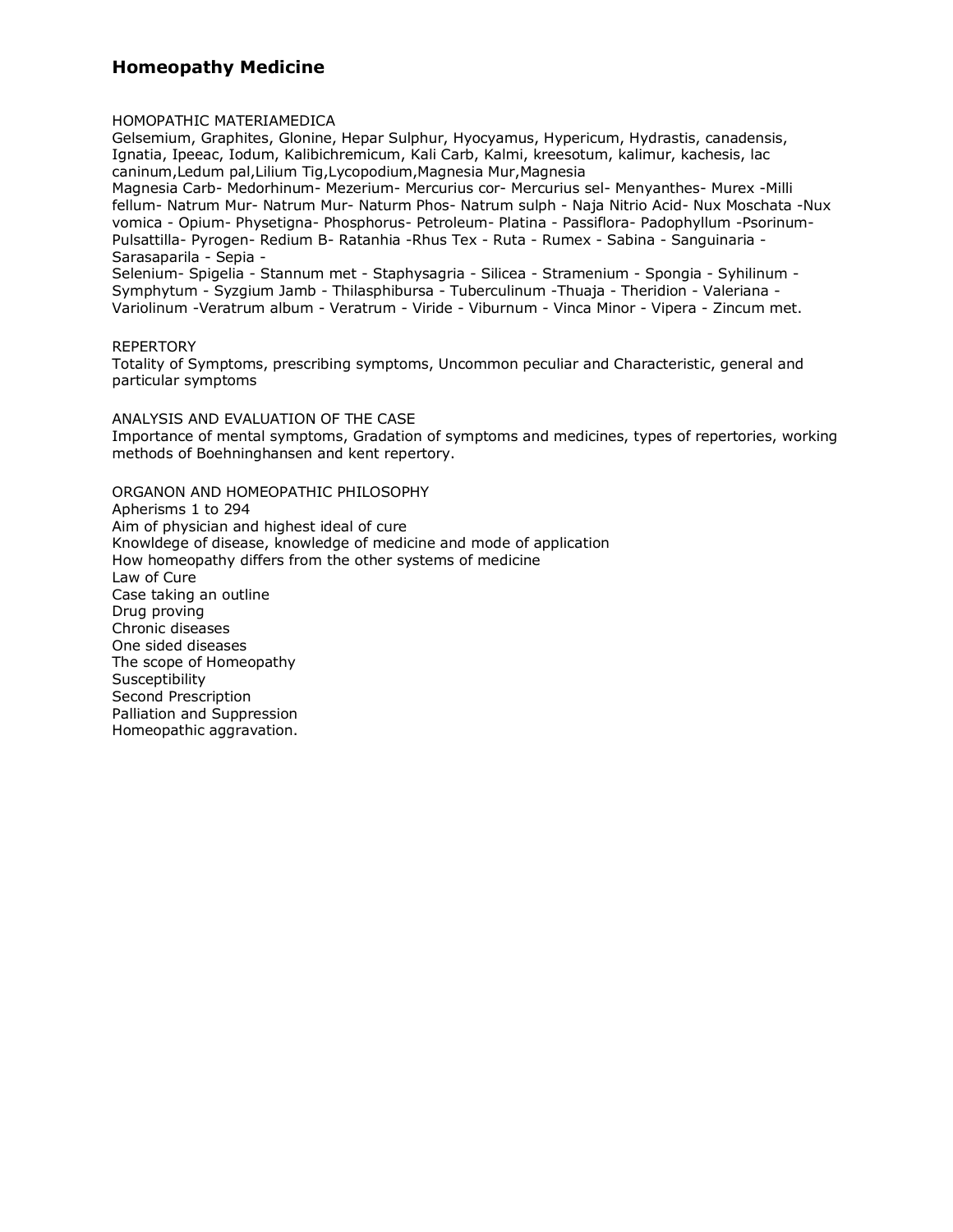## Homeopathy Medicine

HOMOPATHIC MATERIAMEDICA
Gelsemium, Graphites, Glonine, Hepar Sulphur, Hyocyamus, Hypericum, Hydrastis, canadensis, Ignatia, Ipeeac, Iodum, Kalibichremicum, Kali Carb, Kalmi, kreesotum, kalimur, kachesis, lac caninum,Ledum pal,Lilium Tig,Lycopodium,Magnesia Mur,Magnesia
Magnesia Carb- Medorhinum- Mezerium- Mercurius cor- Mercurius sel- Menyanthes- Murex -Milli fellum- Natrum Mur- Natrum Mur- Naturm Phos- Natrum sulph - Naja Nitrio Acid- Nux Moschata -Nux vomica - Opium- Physetigna- Phosphorus- Petroleum- Platina - Passiflora- Padophyllum -Psorinum- Pulsattilla- Pyrogen- Redium B- Ratanhia -Rhus Tex - Ruta - Rumex - Sabina - Sanguinaria - Sarasaparila - Sepia -
Selenium- Spigelia - Stannum met - Staphysagria - Silicea - Stramenium - Spongia - Syhilinum - Symphytum - Syzgium Jamb - Thilasphibursa - Tuberculinum -Thuaja - Theridion - Valeriana - Variolinum -Veratrum album - Veratrum - Viride - Viburnum - Vinca Minor - Vipera - Zincum met.

REPERTORY
Totality of Symptoms, prescribing symptoms, Uncommon peculiar and Characteristic, general and particular symptoms

ANALYSIS AND EVALUATION OF THE CASE
Importance of mental symptoms, Gradation of symptoms and medicines, types of repertories, working methods of Boehninghansen and kent repertory.

ORGANON AND HOMEOPATHIC PHILOSOPHY
Apherisms 1 to 294
Aim of physician and highest ideal of cure
Knowldege of disease, knowledge of medicine and mode of application
How homeopathy differs from the other systems of medicine
Law of Cure
Case taking an outline
Drug proving
Chronic diseases
One sided diseases
The scope of Homeopathy
Susceptibility
Second Prescription
Palliation and Suppression
Homeopathic aggravation.